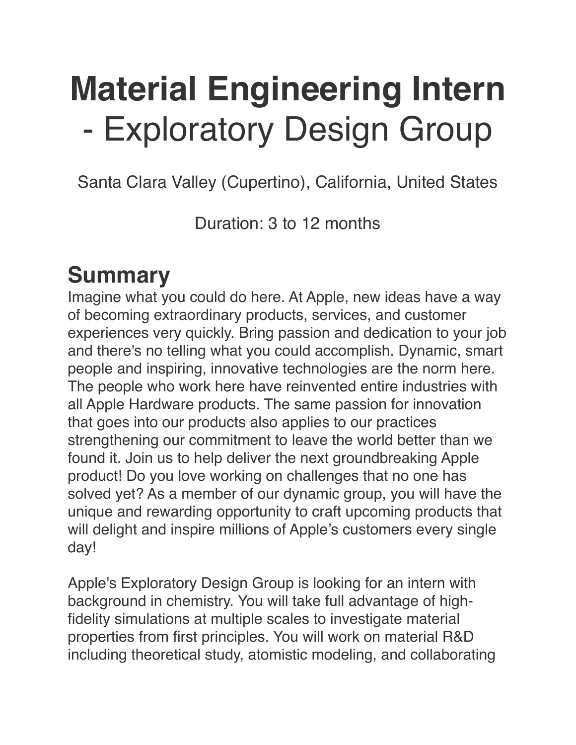# Material Engineering Intern - Exploratory Design Group

Santa Clara Valley (Cupertino), California, United States

Duration: 3 to 12 months

## Summary

Imagine what you could do here. At Apple, new ideas have a way of becoming extraordinary products, services, and customer experiences very quickly. Bring passion and dedication to your job and there's no telling what you could accomplish. Dynamic, smart people and inspiring, innovative technologies are the norm here. The people who work here have reinvented entire industries with all Apple Hardware products. The same passion for innovation that goes into our products also applies to our practices strengthening our commitment to leave the world better than we found it. Join us to help deliver the next groundbreaking Apple product! Do you love working on challenges that no one has solved yet? As a member of our dynamic group, you will have the unique and rewarding opportunity to craft upcoming products that will delight and inspire millions of Apple's customers every single day!

Apple's Exploratory Design Group is looking for an intern with background in chemistry. You will take full advantage of high-fidelity simulations at multiple scales to investigate material properties from first principles. You will work on material R&D including theoretical study, atomistic modeling, and collaborating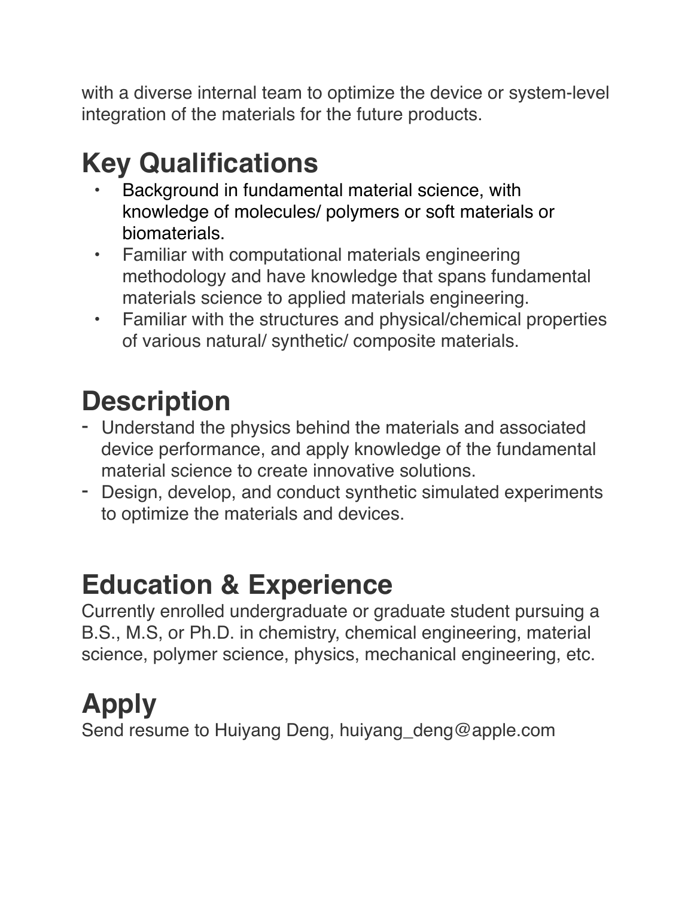with a diverse internal team to optimize the device or system-level integration of the materials for the future products.

# Key Qualifications

- Background in fundamental material science, with knowledge of molecules/ polymers or soft materials or biomaterials.
- Familiar with computational materials engineering methodology and have knowledge that spans fundamental materials science to applied materials engineering.
- Familiar with the structures and physical/chemical properties of various natural/ synthetic/ composite materials.

# Description

- Understand the physics behind the materials and associated device performance, and apply knowledge of the fundamental material science to create innovative solutions.
- Design, develop, and conduct synthetic simulated experiments to optimize the materials and devices.

# Education & Experience

Currently enrolled undergraduate or graduate student pursuing a B.S., M.S, or Ph.D. in chemistry, chemical engineering, material science, polymer science, physics, mechanical engineering, etc.

# Apply

Send resume to Huiyang Deng, huiyang_deng@apple.com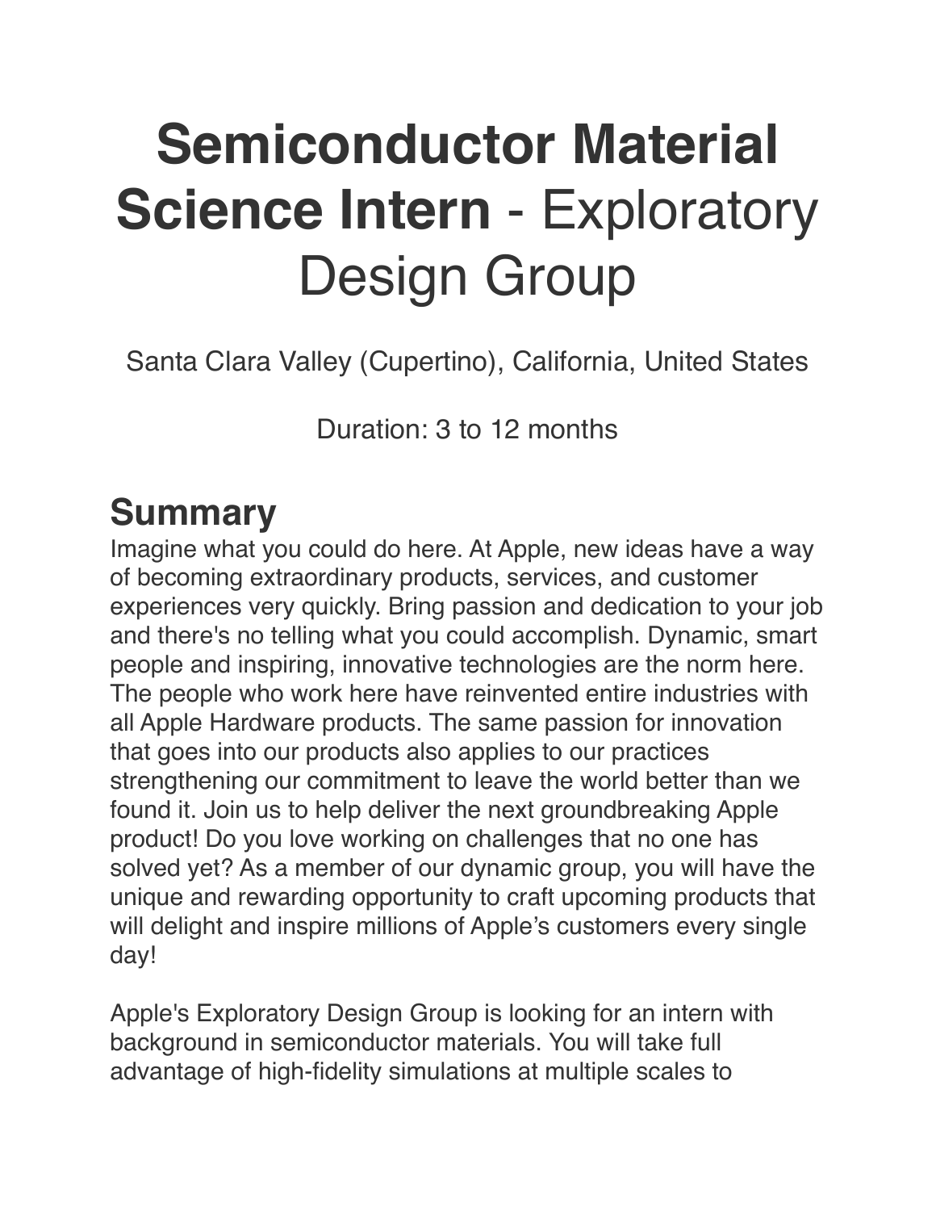# **Semiconductor Material Science Intern** - Exploratory Design Group

Santa Clara Valley (Cupertino), California, United States

Duration: 3 to 12 months

## Summary

Imagine what you could do here. At Apple, new ideas have a way of becoming extraordinary products, services, and customer experiences very quickly. Bring passion and dedication to your job and there's no telling what you could accomplish. Dynamic, smart people and inspiring, innovative technologies are the norm here. The people who work here have reinvented entire industries with all Apple Hardware products. The same passion for innovation that goes into our products also applies to our practices strengthening our commitment to leave the world better than we found it. Join us to help deliver the next groundbreaking Apple product! Do you love working on challenges that no one has solved yet? As a member of our dynamic group, you will have the unique and rewarding opportunity to craft upcoming products that will delight and inspire millions of Apple's customers every single day!

Apple's Exploratory Design Group is looking for an intern with background in semiconductor materials. You will take full advantage of high-fidelity simulations at multiple scales to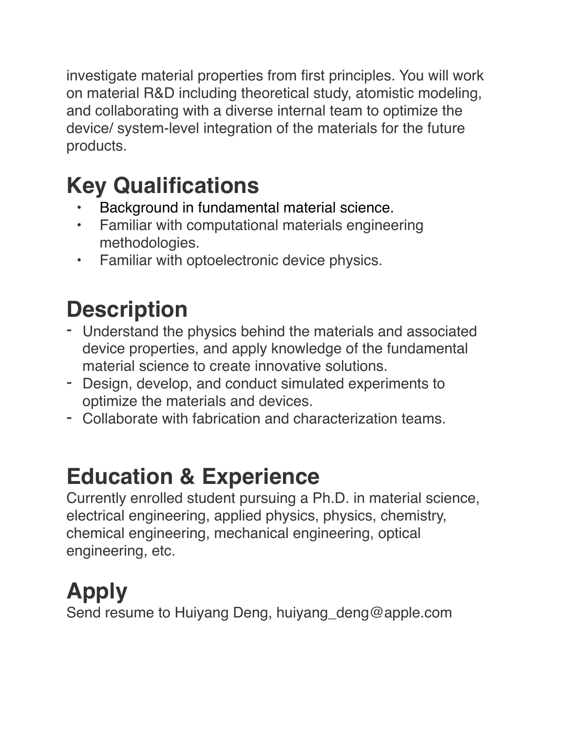investigate material properties from first principles. You will work on material R&D including theoretical study, atomistic modeling, and collaborating with a diverse internal team to optimize the device/ system-level integration of the materials for the future products.

## Key Qualifications

- Background in fundamental material science.
- Familiar with computational materials engineering methodologies.
- Familiar with optoelectronic device physics.

## Description

- Understand the physics behind the materials and associated device properties, and apply knowledge of the fundamental material science to create innovative solutions.
- Design, develop, and conduct simulated experiments to optimize the materials and devices.
- Collaborate with fabrication and characterization teams.

## Education & Experience

Currently enrolled student pursuing a Ph.D. in material science, electrical engineering, applied physics, physics, chemistry, chemical engineering, mechanical engineering, optical engineering, etc.

## Apply

Send resume to Huiyang Deng, huiyang_deng@apple.com